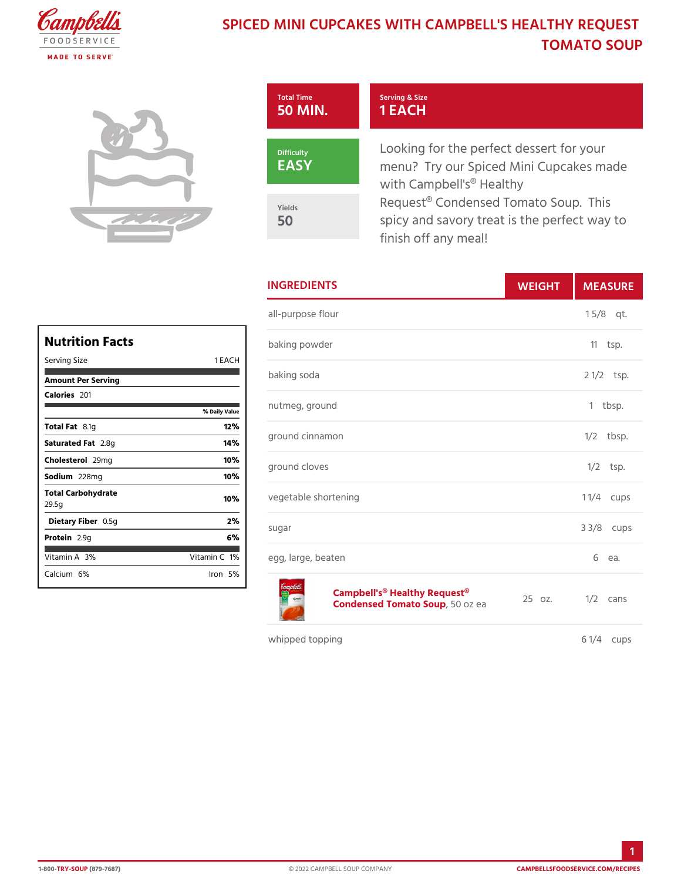# SPICED MINI CUPCAKES WITH CAMPBELL'S HEALTHY REQUEST TOMATO SOUP

**Total Time**
50 MIN.

**Serving & Size**
1 EACH

**Difficulty**
EASY

**Yields**
50

Looking for the perfect dessert for your menu? Try our Spiced Mini Cupcakes made with Campbell's® Healthy Request® Condensed Tomato Soup. This spicy and savory treat is the perfect way to finish off any meal!

## INGREDIENTS

| Ingredient | Weight | Measure |
|---|---|---|
| all-purpose flour | | 1 5/8 qt. |
| baking powder | | 11 tsp. |
| baking soda | | 2 1/2 tsp. |
| nutmeg, ground | | 1 tbsp. |
| ground cinnamon | | 1/2 tbsp. |
| ground cloves | | 1/2 tsp. |
| vegetable shortening | | 1 1/4 cups |
| sugar | | 3 3/8 cups |
| egg, large, beaten | | 6 ea. |
| **Campbell's® Healthy Request® Condensed Tomato Soup**, 50 oz ea | 25 oz. | 1/2 cans |
| whipped topping | | 6 1/4 cups |

## Nutrition Facts

| | |
|---|---|
| Serving Size | 1 EACH |
| **Amount Per Serving** | |
| **Calories** 201 | |
| | **% Daily Value** |
| **Total Fat** 8.1g | **12%** |
| **Saturated Fat** 2.8g | **14%** |
| **Cholesterol** 29mg | **10%** |
| **Sodium** 228mg | **10%** |
| **Total Carbohydrate** 29.5g | **10%** |
| **Dietary Fiber** 0.5g | **2%** |
| **Protein** 2.9g | **6%** |
| Vitamin A 3% | Vitamin C 1% |
| Calcium 6% | Iron 5% |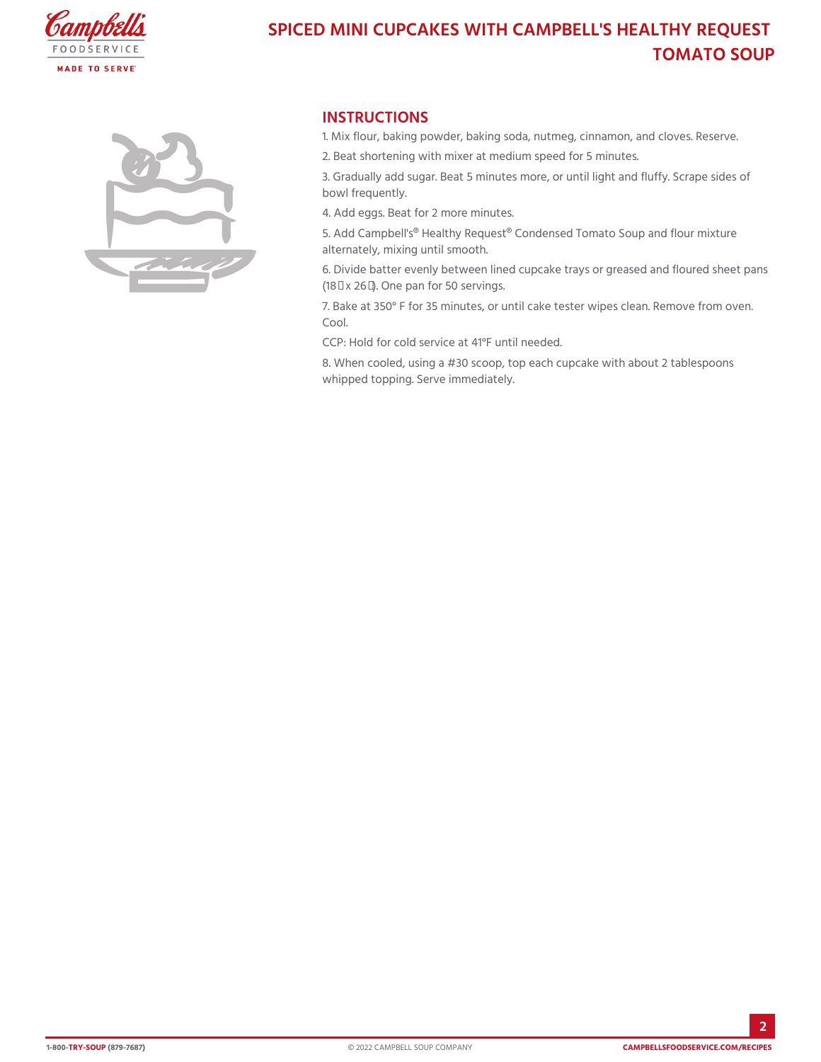## INSTRUCTIONS

1. Mix flour, baking powder, baking soda, nutmeg, cinnamon, and cloves. Reserve.

2. Beat shortening with mixer at medium speed for 5 minutes.

3. Gradually add sugar. Beat 5 minutes more, or until light and fluffy. Scrape sides of bowl frequently.

4. Add eggs. Beat for 2 more minutes.

5. Add Campbell's® Healthy Request® Condensed Tomato Soup and flour mixture alternately, mixing until smooth.

6. Divide batter evenly between lined cupcake trays or greased and floured sheet pans (18" x 26"). One pan for 50 servings.

7. Bake at 350° F for 35 minutes, or until cake tester wipes clean. Remove from oven. Cool.

CCP: Hold for cold service at 41°F until needed.

8. When cooled, using a #30 scoop, top each cupcake with about 2 tablespoons whipped topping. Serve immediately.